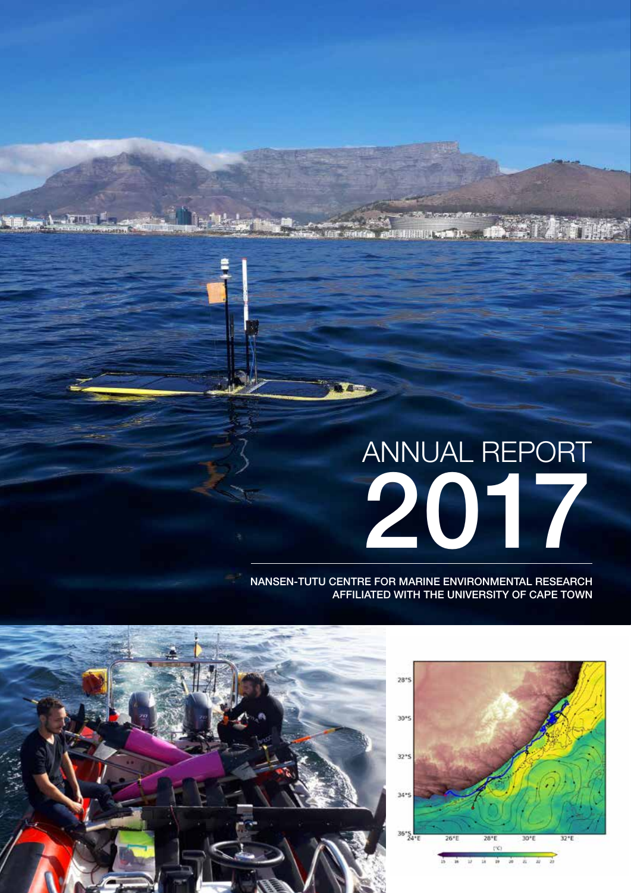# ANNUAL REPORT 2017

NANSEN-TUTU CENTRE FOR MARINE ENVIRONMENTAL RESEARCH
AFFILIATED WITH THE UNIVERSITY OF CAPE TOWN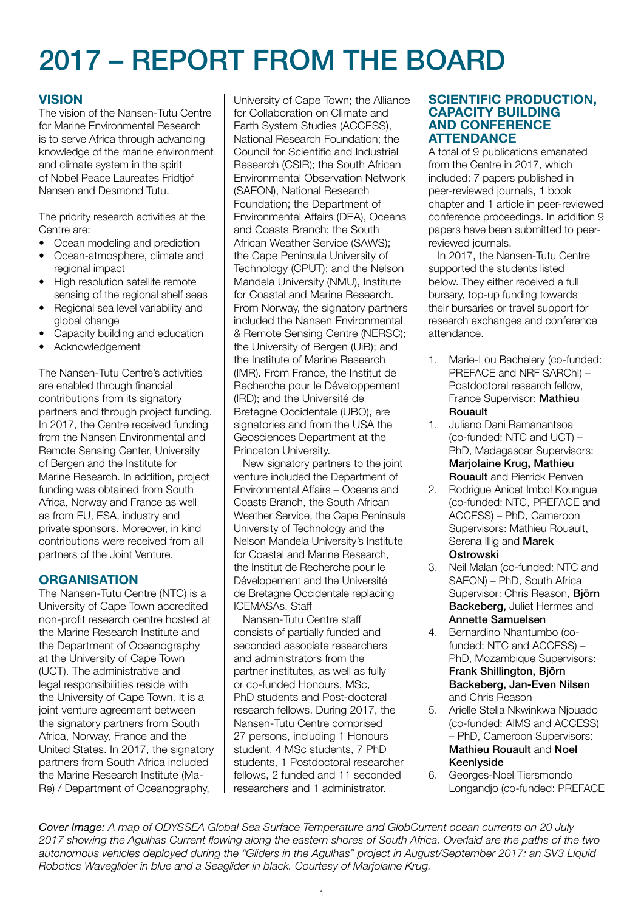# 2017 – REPORT FROM THE BOARD

## VISION

The vision of the Nansen-Tutu Centre for Marine Environmental Research is to serve Africa through advancing knowledge of the marine environment and climate system in the spirit of Nobel Peace Laureates Fridtjof Nansen and Desmond Tutu.

The priority research activities at the Centre are:

- Ocean modeling and prediction
- Ocean-atmosphere, climate and regional impact
- High resolution satellite remote sensing of the regional shelf seas
- Regional sea level variability and global change
- Capacity building and education
- Acknowledgement

The Nansen-Tutu Centre's activities are enabled through financial contributions from its signatory partners and through project funding. In 2017, the Centre received funding from the Nansen Environmental and Remote Sensing Center, University of Bergen and the Institute for Marine Research. In addition, project funding was obtained from South Africa, Norway and France as well as from EU, ESA, industry and private sponsors. Moreover, in kind contributions were received from all partners of the Joint Venture.

## ORGANISATION

The Nansen-Tutu Centre (NTC) is a University of Cape Town accredited non-profit research centre hosted at the Marine Research Institute and the Department of Oceanography at the University of Cape Town (UCT). The administrative and legal responsibilities reside with the University of Cape Town. It is a joint venture agreement between the signatory partners from South Africa, Norway, France and the United States. In 2017, the signatory partners from South Africa included the Marine Research Institute (Ma-Re) / Department of Oceanography, University of Cape Town; the Alliance for Collaboration on Climate and Earth System Studies (ACCESS), National Research Foundation; the Council for Scientific and Industrial Research (CSIR); the South African Environmental Observation Network (SAEON), National Research Foundation; the Department of Environmental Affairs (DEA), Oceans and Coasts Branch; the South African Weather Service (SAWS); the Cape Peninsula University of Technology (CPUT); and the Nelson Mandela University (NMU), Institute for Coastal and Marine Research. From Norway, the signatory partners included the Nansen Environmental & Remote Sensing Centre (NERSC); the University of Bergen (UiB); and the Institute of Marine Research (IMR). From France, the Institut de Recherche pour le Développement (IRD); and the Université de Bretagne Occidentale (UBO), are signatories and from the USA the Geosciences Department at the Princeton University.

New signatory partners to the joint venture included the Department of Environmental Affairs – Oceans and Coasts Branch, the South African Weather Service, the Cape Peninsula University of Technology and the Nelson Mandela University's Institute for Coastal and Marine Research, the Institut de Recherche pour le Dévelopement and the Université de Bretagne Occidentale replacing ICEMASAs. Staff

Nansen-Tutu Centre staff consists of partially funded and seconded associate researchers and administrators from the partner institutes, as well as fully or co-funded Honours, MSc, PhD students and Post-doctoral research fellows. During 2017, the Nansen-Tutu Centre comprised 27 persons, including 1 Honours student, 4 MSc students, 7 PhD students, 1 Postdoctoral researcher fellows, 2 funded and 11 seconded researchers and 1 administrator.

## SCIENTIFIC PRODUCTION, CAPACITY BUILDING AND CONFERENCE ATTENDANCE

A total of 9 publications emanated from the Centre in 2017, which included: 7 papers published in peer-reviewed journals, 1 book chapter and 1 article in peer-reviewed conference proceedings. In addition 9 papers have been submitted to peer-reviewed journals.

In 2017, the Nansen-Tutu Centre supported the students listed below. They either received a full bursary, top-up funding towards their bursaries or travel support for research exchanges and conference attendance.

1. Marie-Lou Bachelery (co-funded: PREFACE and NRF SARChI) – Postdoctoral research fellow, France Supervisor: **Mathieu Rouault**
1. Juliano Dani Ramanantsoa (co-funded: NTC and UCT) – PhD, Madagascar Supervisors: **Marjolaine Krug, Mathieu Rouault** and Pierrick Penven
2. Rodrigue Anicet Imbol Koungue (co-funded: NTC, PREFACE and ACCESS) – PhD, Cameroon Supervisors: Mathieu Rouault, Serena Illig and **Marek Ostrowski**
3. Neil Malan (co-funded: NTC and SAEON) – PhD, South Africa Supervisor: Chris Reason, **Björn Backeberg,** Juliet Hermes and **Annette Samuelsen**
4. Bernardino Nhantumbo (co-funded: NTC and ACCESS) – PhD, Mozambique Supervisors: **Frank Shillington, Björn Backeberg, Jan-Even Nilsen** and Chris Reason
5. Arielle Stella Nkwinkwa Njouado (co-funded: AIMS and ACCESS) – PhD, Cameroon Supervisors: **Mathieu Rouault** and **Noel Keenlyside**
6. Georges-Noel Tiersmondo Longandjo (co-funded: PREFACE

*Cover Image: A map of ODYSSEA Global Sea Surface Temperature and GlobCurrent ocean currents on 20 July 2017 showing the Agulhas Current flowing along the eastern shores of South Africa. Overlaid are the paths of the two autonomous vehicles deployed during the "Gliders in the Agulhas" project in August/September 2017: an SV3 Liquid Robotics Waveglider in blue and a Seaglider in black. Courtesy of Marjolaine Krug.*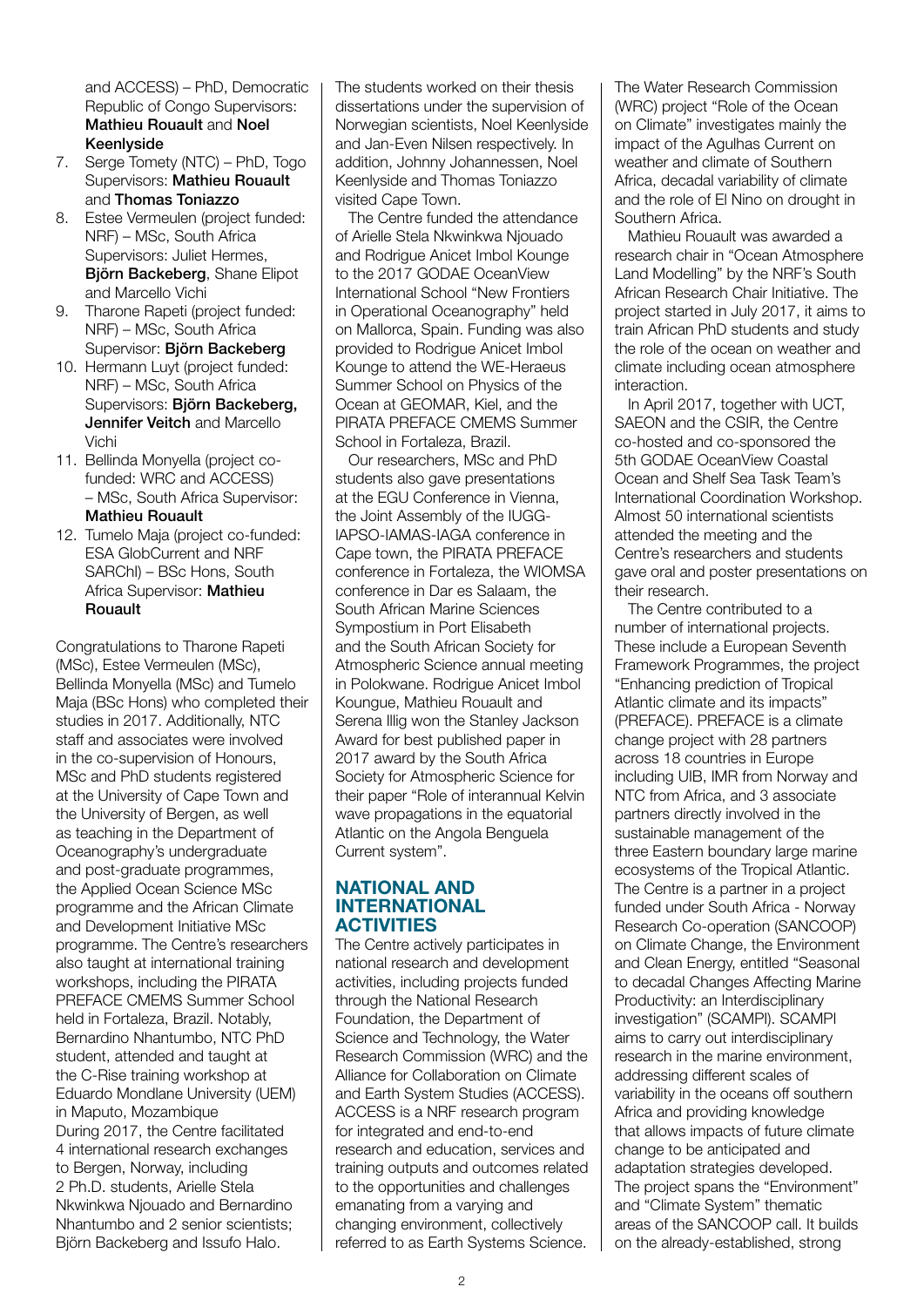and ACCESS) – PhD, Democratic Republic of Congo Supervisors: **Mathieu Rouault** and **Noel Keenlyside**

7. Serge Tomety (NTC) – PhD, Togo Supervisors: **Mathieu Rouault** and **Thomas Toniazzo**
8. Estee Vermeulen (project funded: NRF) – MSc, South Africa Supervisors: Juliet Hermes, **Björn Backeberg**, Shane Elipot and Marcello Vichi
9. Tharone Rapeti (project funded: NRF) – MSc, South Africa Supervisor: **Björn Backeberg**
10. Hermann Luyt (project funded: NRF) – MSc, South Africa Supervisors: **Björn Backeberg, Jennifer Veitch** and Marcello Vichi
11. Bellinda Monyella (project co-funded: WRC and ACCESS) – MSc, South Africa Supervisor: **Mathieu Rouault**
12. Tumelo Maja (project co-funded: ESA GlobCurrent and NRF SARChI) – BSc Hons, South Africa Supervisor: **Mathieu Rouault**

Congratulations to Tharone Rapeti (MSc), Estee Vermeulen (MSc), Bellinda Monyella (MSc) and Tumelo Maja (BSc Hons) who completed their studies in 2017. Additionally, NTC staff and associates were involved in the co-supervision of Honours, MSc and PhD students registered at the University of Cape Town and the University of Bergen, as well as teaching in the Department of Oceanography's undergraduate and post-graduate programmes, the Applied Ocean Science MSc programme and the African Climate and Development Initiative MSc programme. The Centre's researchers also taught at international training workshops, including the PIRATA PREFACE CMEMS Summer School held in Fortaleza, Brazil. Notably, Bernardino Nhantumbo, NTC PhD student, attended and taught at the C-Rise training workshop at Eduardo Mondlane University (UEM) in Maputo, Mozambique

During 2017, the Centre facilitated 4 international research exchanges to Bergen, Norway, including 2 Ph.D. students, Arielle Stela Nkwinkwa Njouado and Bernardino Nhantumbo and 2 senior scientists; Björn Backeberg and Issufo Halo. The students worked on their thesis dissertations under the supervision of Norwegian scientists, Noel Keenlyside and Jan-Even Nilsen respectively. In addition, Johnny Johannessen, Noel Keenlyside and Thomas Toniazzo visited Cape Town.

The Centre funded the attendance of Arielle Stela Nkwinkwa Njouado and Rodrigue Anicet Imbol Kounge to the 2017 GODAE OceanView International School "New Frontiers in Operational Oceanography" held on Mallorca, Spain. Funding was also provided to Rodrigue Anicet Imbol Kounge to attend the WE-Heraeus Summer School on Physics of the Ocean at GEOMAR, Kiel, and the PIRATA PREFACE CMEMS Summer School in Fortaleza, Brazil.

Our researchers, MSc and PhD students also gave presentations at the EGU Conference in Vienna, the Joint Assembly of the IUGG-IAPSO-IAMAS-IAGA conference in Cape town, the PIRATA PREFACE conference in Fortaleza, the WIOMSA conference in Dar es Salaam, the South African Marine Sciences Sympostium in Port Elisabeth and the South African Society for Atmospheric Science annual meeting in Polokwane. Rodrigue Anicet Imbol Koungue, Mathieu Rouault and Serena Illig won the Stanley Jackson Award for best published paper in 2017 award by the South Africa Society for Atmospheric Science for their paper "Role of interannual Kelvin wave propagations in the equatorial Atlantic on the Angola Benguela Current system".

## NATIONAL AND INTERNATIONAL ACTIVITIES

The Centre actively participates in national research and development activities, including projects funded through the National Research Foundation, the Department of Science and Technology, the Water Research Commission (WRC) and the Alliance for Collaboration on Climate and Earth System Studies (ACCESS). ACCESS is a NRF research program for integrated and end-to-end research and education, services and training outputs and outcomes related to the opportunities and challenges emanating from a varying and changing environment, collectively referred to as Earth Systems Science.

The Water Research Commission (WRC) project "Role of the Ocean on Climate" investigates mainly the impact of the Agulhas Current on weather and climate of Southern Africa, decadal variability of climate and the role of El Nino on drought in Southern Africa.

Mathieu Rouault was awarded a research chair in "Ocean Atmosphere Land Modelling" by the NRF's South African Research Chair Initiative. The project started in July 2017, it aims to train African PhD students and study the role of the ocean on weather and climate including ocean atmosphere interaction.

In April 2017, together with UCT, SAEON and the CSIR, the Centre co-hosted and co-sponsored the 5th GODAE OceanView Coastal Ocean and Shelf Sea Task Team's International Coordination Workshop. Almost 50 international scientists attended the meeting and the Centre's researchers and students gave oral and poster presentations on their research.

The Centre contributed to a number of international projects. These include a European Seventh Framework Programmes, the project "Enhancing prediction of Tropical Atlantic climate and its impacts" (PREFACE). PREFACE is a climate change project with 28 partners across 18 countries in Europe including UIB, IMR from Norway and NTC from Africa, and 3 associate partners directly involved in the sustainable management of the three Eastern boundary large marine ecosystems of the Tropical Atlantic. The Centre is a partner in a project funded under South Africa - Norway Research Co-operation (SANCOOP) on Climate Change, the Environment and Clean Energy, entitled "Seasonal to decadal Changes Affecting Marine Productivity: an Interdisciplinary investigation" (SCAMPI). SCAMPI aims to carry out interdisciplinary research in the marine environment, addressing different scales of variability in the oceans off southern Africa and providing knowledge that allows impacts of future climate change to be anticipated and adaptation strategies developed. The project spans the "Environment" and "Climate System" thematic areas of the SANCOOP call. It builds on the already-established, strong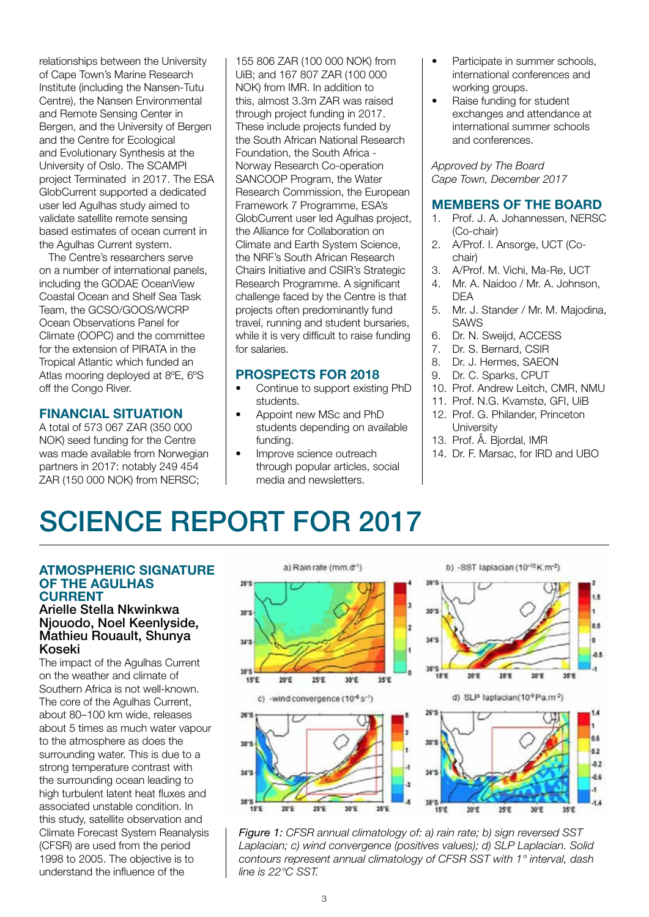relationships between the University of Cape Town's Marine Research Institute (including the Nansen-Tutu Centre), the Nansen Environmental and Remote Sensing Center in Bergen, and the University of Bergen and the Centre for Ecological and Evolutionary Synthesis at the University of Oslo. The SCAMPI project Terminated in 2017. The ESA GlobCurrent supported a dedicated user led Agulhas study aimed to validate satellite remote sensing based estimates of ocean current in the Agulhas Current system.

The Centre's researchers serve on a number of international panels, including the GODAE OceanView Coastal Ocean and Shelf Sea Task Team, the GCSO/GOOS/WCRP Ocean Observations Panel for Climate (OOPC) and the committee for the extension of PIRATA in the Tropical Atlantic which funded an Atlas mooring deployed at 8ºE, 6ºS off the Congo River.

## FINANCIAL SITUATION

A total of 573 067 ZAR (350 000 NOK) seed funding for the Centre was made available from Norwegian partners in 2017: notably 249 454 ZAR (150 000 NOK) from NERSC; 155 806 ZAR (100 000 NOK) from UiB; and 167 807 ZAR (100 000 NOK) from IMR. In addition to this, almost 3.3m ZAR was raised through project funding in 2017. These include projects funded by the South African National Research Foundation, the South Africa - Norway Research Co-operation SANCOOP Program, the Water Research Commission, the European Framework 7 Programme, ESA's GlobCurrent user led Agulhas project, the Alliance for Collaboration on Climate and Earth System Science, the NRF's South African Research Chairs Initiative and CSIR's Strategic Research Programme. A significant challenge faced by the Centre is that projects often predominantly fund travel, running and student bursaries, while it is very difficult to raise funding for salaries.

## PROSPECTS FOR 2018

- Continue to support existing PhD students.
- Appoint new MSc and PhD students depending on available funding.
- Improve science outreach through popular articles, social media and newsletters.
- Participate in summer schools, international conferences and working groups.
- Raise funding for student exchanges and attendance at international summer schools and conferences.

*Approved by The Board*
*Cape Town, December 2017*

## MEMBERS OF THE BOARD

1. Prof. J. A. Johannessen, NERSC (Co-chair)
2. A/Prof. I. Ansorge, UCT (Co-chair)
3. A/Prof. M. Vichi, Ma-Re, UCT
4. Mr. A. Naidoo / Mr. A. Johnson, DEA
5. Mr. J. Stander / Mr. M. Majodina, SAWS
6. Dr. N. Sweijd, ACCESS
7. Dr. S. Bernard, CSIR
8. Dr. J. Hermes, SAEON
9. Dr. C. Sparks, CPUT
10. Prof. Andrew Leitch, CMR, NMU
11. Prof. N.G. Kvamstø, GFI, UiB
12. Prof. G. Philander, Princeton University
13. Prof. Å. Bjordal, IMR
14. Dr. F. Marsac, for IRD and UBO

# SCIENCE REPORT FOR 2017

## ATMOSPHERIC SIGNATURE OF THE AGULHAS CURRENT

**Arielle Stella Nkwinkwa Njouodo, Noel Keenlyside, Mathieu Rouault, Shunya Koseki**

The impact of the Agulhas Current on the weather and climate of Southern Africa is not well-known. The core of the Agulhas Current, about 80–100 km wide, releases about 5 times as much water vapour to the atmosphere as does the surrounding water. This is due to a strong temperature contrast with the surrounding ocean leading to high turbulent latent heat fluxes and associated unstable condition. In this study, satellite observation and Climate Forecast System Reanalysis (CFSR) are used from the period 1998 to 2005. The objective is to understand the influence of the

*Figure 1: CFSR annual climatology of: a) rain rate; b) sign reversed SST Laplacian; c) wind convergence (positives values); d) SLP Laplacian. Solid contours represent annual climatology of CFSR SST with 1° interval, dash line is 22°C SST.*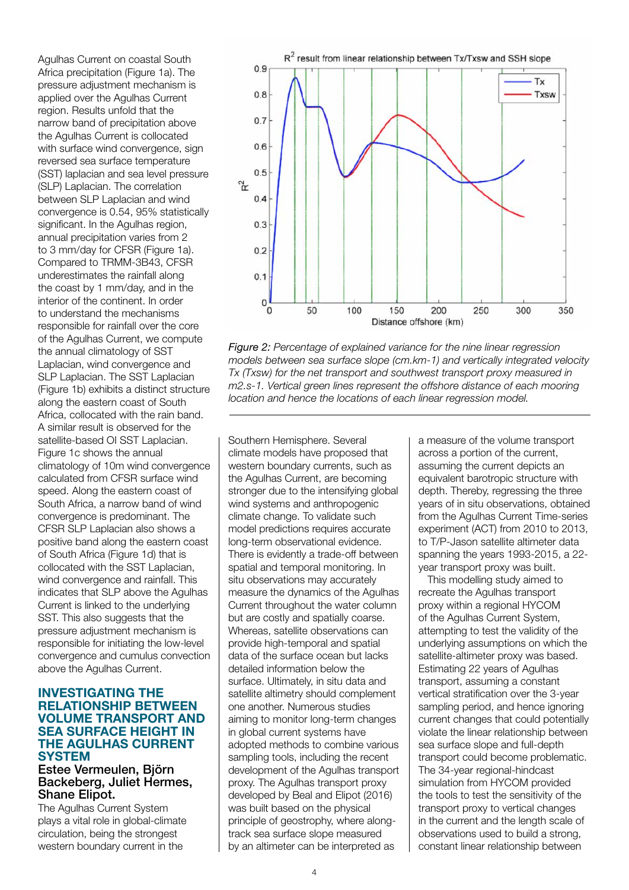Agulhas Current on coastal South Africa precipitation (Figure 1a). The pressure adjustment mechanism is applied over the Agulhas Current region. Results unfold that the narrow band of precipitation above the Agulhas Current is collocated with surface wind convergence, sign reversed sea surface temperature (SST) laplacian and sea level pressure (SLP) Laplacian. The correlation between SLP Laplacian and wind convergence is 0.54, 95% statistically significant. In the Agulhas region, annual precipitation varies from 2 to 3 mm/day for CFSR (Figure 1a). Compared to TRMM-3B43, CFSR underestimates the rainfall along the coast by 1 mm/day, and in the interior of the continent. In order to understand the mechanisms responsible for rainfall over the core of the Agulhas Current, we compute the annual climatology of SST Laplacian, wind convergence and SLP Laplacian. The SST Laplacian (Figure 1b) exhibits a distinct structure along the eastern coast of South Africa, collocated with the rain band. A similar result is observed for the satellite-based OI SST Laplacian. Figure 1c shows the annual climatology of 10m wind convergence calculated from CFSR surface wind speed. Along the eastern coast of South Africa, a narrow band of wind convergence is predominant. The CFSR SLP Laplacian also shows a positive band along the eastern coast of South Africa (Figure 1d) that is collocated with the SST Laplacian, wind convergence and rainfall. This indicates that SLP above the Agulhas Current is linked to the underlying SST. This also suggests that the pressure adjustment mechanism is responsible for initiating the low-level convergence and cumulus convection above the Agulhas Current.

*Figure 2: Percentage of explained variance for the nine linear regression models between sea surface slope (cm.km-1) and vertically integrated velocity Tx (Txsw) for the net transport and southwest transport proxy measured in m2.s-1. Vertical green lines represent the offshore distance of each mooring location and hence the locations of each linear regression model.*

## INVESTIGATING THE RELATIONSHIP BETWEEN VOLUME TRANSPORT AND SEA SURFACE HEIGHT IN THE AGULHAS CURRENT SYSTEM

**Estee Vermeulen, Björn Backeberg, Juliet Hermes, Shane Elipot.**

The Agulhas Current System plays a vital role in global-climate circulation, being the strongest western boundary current in the Southern Hemisphere. Several climate models have proposed that western boundary currents, such as the Agulhas Current, are becoming stronger due to the intensifying global wind systems and anthropogenic climate change. To validate such model predictions requires accurate long-term observational evidence. There is evidently a trade-off between spatial and temporal monitoring. In situ observations may accurately measure the dynamics of the Agulhas Current throughout the water column but are costly and spatially coarse. Whereas, satellite observations can provide high-temporal and spatial data of the surface ocean but lacks detailed information below the surface. Ultimately, in situ data and satellite altimetry should complement one another. Numerous studies aiming to monitor long-term changes in global current systems have adopted methods to combine various sampling tools, including the recent development of the Agulhas transport proxy. The Agulhas transport proxy developed by Beal and Elipot (2016) was built based on the physical principle of geostrophy, where along-track sea surface slope measured by an altimeter can be interpreted as a measure of the volume transport across a portion of the current, assuming the current depicts an equivalent barotropic structure with depth. Thereby, regressing the three years of in situ observations, obtained from the Agulhas Current Time-series experiment (ACT) from 2010 to 2013, to T/P-Jason satellite altimeter data spanning the years 1993-2015, a 22-year transport proxy was built.

This modelling study aimed to recreate the Agulhas transport proxy within a regional HYCOM of the Agulhas Current System, attempting to test the validity of the underlying assumptions on which the satellite-altimeter proxy was based. Estimating 22 years of Agulhas transport, assuming a constant vertical stratification over the 3-year sampling period, and hence ignoring current changes that could potentially violate the linear relationship between sea surface slope and full-depth transport could become problematic. The 34-year regional-hindcast simulation from HYCOM provided the tools to test the sensitivity of the transport proxy to vertical changes in the current and the length scale of observations used to build a strong, constant linear relationship between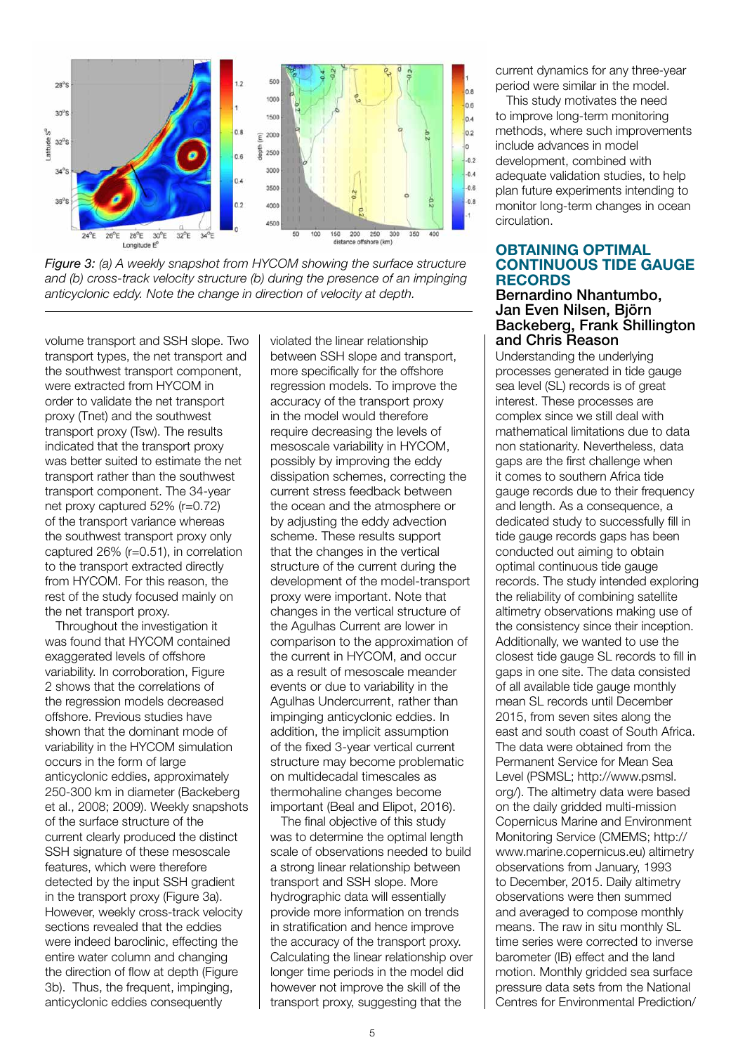*Figure 3: (a) A weekly snapshot from HYCOM showing the surface structure and (b) cross-track velocity structure (b) during the presence of an impinging anticyclonic eddy. Note the change in direction of velocity at depth.*

volume transport and SSH slope. Two transport types, the net transport and the southwest transport component, were extracted from HYCOM in order to validate the net transport proxy (Tnet) and the southwest transport proxy (Tsw). The results indicated that the transport proxy was better suited to estimate the net transport rather than the southwest transport component. The 34-year net proxy captured 52% (r=0.72) of the transport variance whereas the southwest transport proxy only captured 26% (r=0.51), in correlation to the transport extracted directly from HYCOM. For this reason, the rest of the study focused mainly on the net transport proxy.

Throughout the investigation it was found that HYCOM contained exaggerated levels of offshore variability. In corroboration, Figure 2 shows that the correlations of the regression models decreased offshore. Previous studies have shown that the dominant mode of variability in the HYCOM simulation occurs in the form of large anticyclonic eddies, approximately 250-300 km in diameter (Backeberg et al., 2008; 2009). Weekly snapshots of the surface structure of the current clearly produced the distinct SSH signature of these mesoscale features, which were therefore detected by the input SSH gradient in the transport proxy (Figure 3a). However, weekly cross-track velocity sections revealed that the eddies were indeed baroclinic, effecting the entire water column and changing the direction of flow at depth (Figure 3b). Thus, the frequent, impinging, anticyclonic eddies consequently violated the linear relationship between SSH slope and transport, more specifically for the offshore regression models. To improve the accuracy of the transport proxy in the model would therefore require decreasing the levels of mesoscale variability in HYCOM, possibly by improving the eddy dissipation schemes, correcting the current stress feedback between the ocean and the atmosphere or by adjusting the eddy advection scheme. These results support that the changes in the vertical structure of the current during the development of the model-transport proxy were important. Note that changes in the vertical structure of the Agulhas Current are lower in comparison to the approximation of the current in HYCOM, and occur as a result of mesoscale meander events or due to variability in the Agulhas Undercurrent, rather than impinging anticyclonic eddies. In addition, the implicit assumption of the fixed 3-year vertical current structure may become problematic on multidecadal timescales as thermohaline changes become important (Beal and Elipot, 2016).

The final objective of this study was to determine the optimal length scale of observations needed to build a strong linear relationship between transport and SSH slope. More hydrographic data will essentially provide more information on trends in stratification and hence improve the accuracy of the transport proxy. Calculating the linear relationship over longer time periods in the model did however not improve the skill of the transport proxy, suggesting that the current dynamics for any three-year period were similar in the model.

This study motivates the need to improve long-term monitoring methods, where such improvements include advances in model development, combined with adequate validation studies, to help plan future experiments intending to monitor long-term changes in ocean circulation.

## OBTAINING OPTIMAL CONTINUOUS TIDE GAUGE RECORDS

### Bernardino Nhantumbo, Jan Even Nilsen, Björn Backeberg, Frank Shillington and Chris Reason

Understanding the underlying processes generated in tide gauge sea level (SL) records is of great interest. These processes are complex since we still deal with mathematical limitations due to data non stationarity. Nevertheless, data gaps are the first challenge when it comes to southern Africa tide gauge records due to their frequency and length. As a consequence, a dedicated study to successfully fill in tide gauge records gaps has been conducted out aiming to obtain optimal continuous tide gauge records. The study intended exploring the reliability of combining satellite altimetry observations making use of the consistency since their inception. Additionally, we wanted to use the closest tide gauge SL records to fill in gaps in one site. The data consisted of all available tide gauge monthly mean SL records until December 2015, from seven sites along the east and south coast of South Africa. The data were obtained from the Permanent Service for Mean Sea Level (PSMSL; http://www.psmsl.org/). The altimetry data were based on the daily gridded multi-mission Copernicus Marine and Environment Monitoring Service (CMEMS; http://www.marine.copernicus.eu) altimetry observations from January, 1993 to December, 2015. Daily altimetry observations were then summed and averaged to compose monthly means. The raw in situ monthly SL time series were corrected to inverse barometer (IB) effect and the land motion. Monthly gridded sea surface pressure data sets from the National Centres for Environmental Prediction/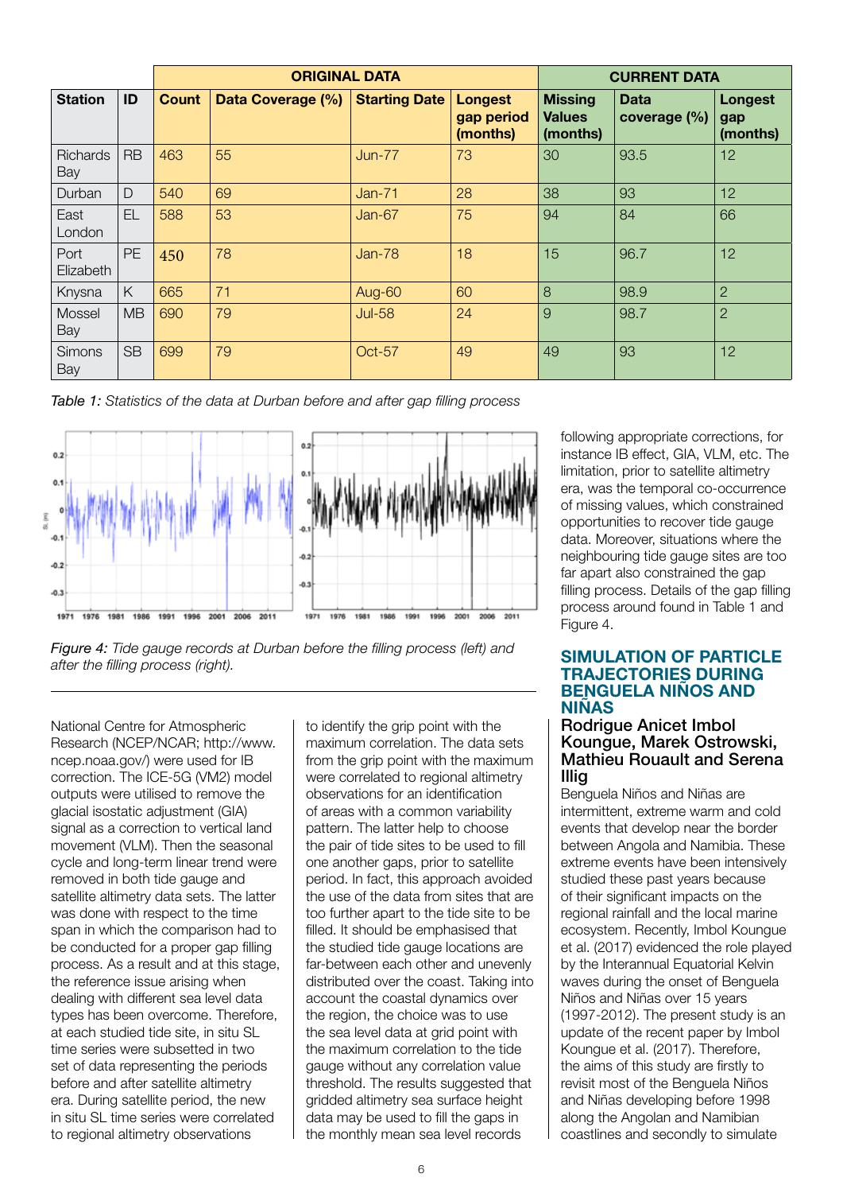| Station | ID | ORIGINAL DATA | | | | CURRENT DATA | | |
|---|---|---|---|---|---|---|---|---|
| | | Count | Data Coverage (%) | Starting Date | Longest gap period (months) | Missing Values (months) | Data coverage (%) | Longest gap (months) |
| Richards Bay | RB | 463 | 55 | Jun-77 | 73 | 30 | 93.5 | 12 |
| Durban | D | 540 | 69 | Jan-71 | 28 | 38 | 93 | 12 |
| East London | EL | 588 | 53 | Jan-67 | 75 | 94 | 84 | 66 |
| Port Elizabeth | PE | 450 | 78 | Jan-78 | 18 | 15 | 96.7 | 12 |
| Knysna | K | 665 | 71 | Aug-60 | 60 | 8 | 98.9 | 2 |
| Mossel Bay | MB | 690 | 79 | Jul-58 | 24 | 9 | 98.7 | 2 |
| Simons Bay | SB | 699 | 79 | Oct-57 | 49 | 49 | 93 | 12 |

*Table 1: Statistics of the data at Durban before and after gap filling process*

*Figure 4: Tide gauge records at Durban before the filling process (left) and after the filling process (right).*

National Centre for Atmospheric Research (NCEP/NCAR; http://www.ncep.noaa.gov/) were used for IB correction. The ICE-5G (VM2) model outputs were utilised to remove the glacial isostatic adjustment (GIA) signal as a correction to vertical land movement (VLM). Then the seasonal cycle and long-term linear trend were removed in both tide gauge and satellite altimetry data sets. The latter was done with respect to the time span in which the comparison had to be conducted for a proper gap filling process. As a result and at this stage, the reference issue arising when dealing with different sea level data types has been overcome. Therefore, at each studied tide site, in situ SL time series were subsetted in two set of data representing the periods before and after satellite altimetry era. During satellite period, the new in situ SL time series were correlated to regional altimetry observations to identify the grip point with the maximum correlation. The data sets from the grip point with the maximum were correlated to regional altimetry observations for an identification of areas with a common variability pattern. The latter help to choose the pair of tide sites to be used to fill one another gaps, prior to satellite period. In fact, this approach avoided the use of the data from sites that are too further apart to the tide site to be filled. It should be emphasised that the studied tide gauge locations are far-between each other and unevenly distributed over the coast. Taking into account the coastal dynamics over the region, the choice was to use the sea level data at grid point with the maximum correlation to the tide gauge without any correlation value threshold. The results suggested that gridded altimetry sea surface height data may be used to fill the gaps in the monthly mean sea level records following appropriate corrections, for instance IB effect, GIA, VLM, etc. The limitation, prior to satellite altimetry era, was the temporal co-occurrence of missing values, which constrained opportunities to recover tide gauge data. Moreover, situations where the neighbouring tide gauge sites are too far apart also constrained the gap filling process. Details of the gap filling process around found in Table 1 and Figure 4.

## SIMULATION OF PARTICLE TRAJECTORIES DURING BENGUELA NIÑOS AND NIÑAS

### Rodrigue Anicet Imbol Koungue, Marek Ostrowski, Mathieu Rouault and Serena Illig

Benguela Niños and Niñas are intermittent, extreme warm and cold events that develop near the border between Angola and Namibia. These extreme events have been intensively studied these past years because of their significant impacts on the regional rainfall and the local marine ecosystem. Recently, Imbol Koungue et al. (2017) evidenced the role played by the Interannual Equatorial Kelvin waves during the onset of Benguela Niños and Niñas over 15 years (1997-2012). The present study is an update of the recent paper by Imbol Koungue et al. (2017). Therefore, the aims of this study are firstly to revisit most of the Benguela Niños and Niñas developing before 1998 along the Angolan and Namibian coastlines and secondly to simulate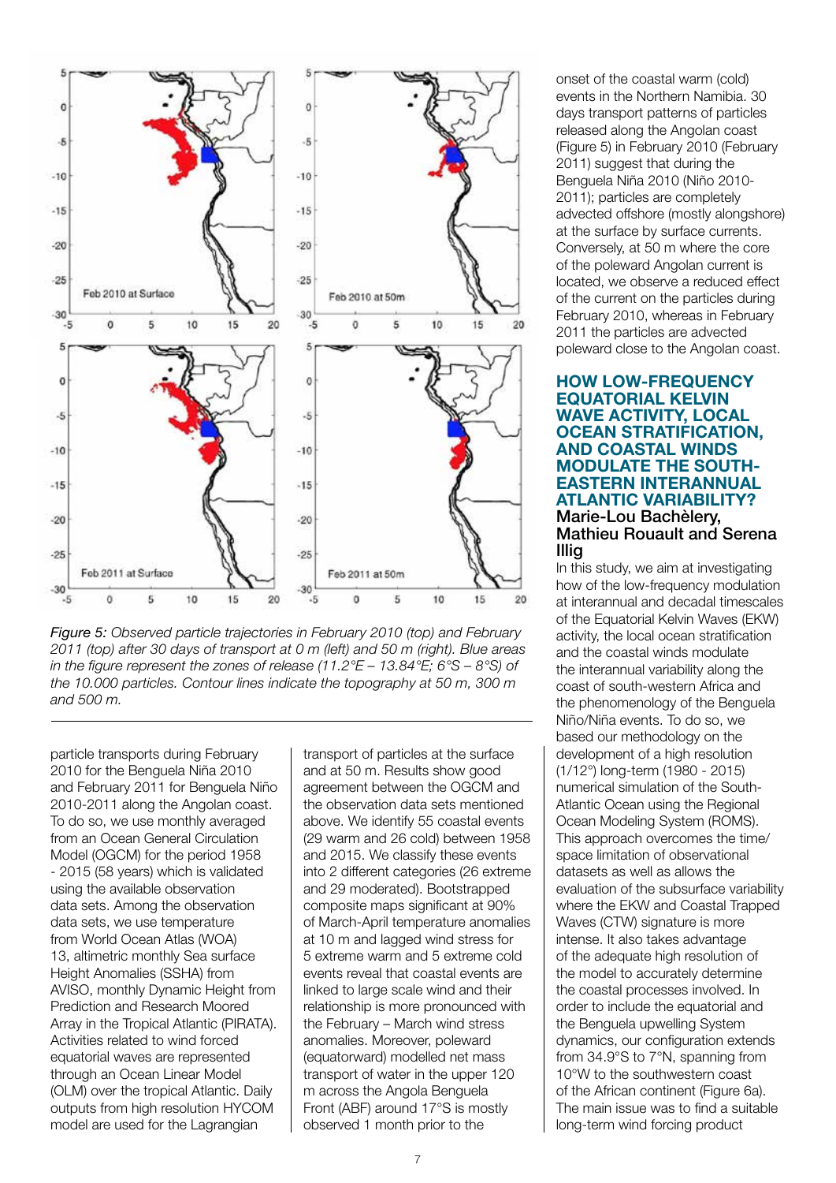*Figure 5: Observed particle trajectories in February 2010 (top) and February 2011 (top) after 30 days of transport at 0 m (left) and 50 m (right). Blue areas in the figure represent the zones of release (11.2°E – 13.84°E; 6°S – 8°S) of the 10.000 particles. Contour lines indicate the topography at 50 m, 300 m and 500 m.*

particle transports during February 2010 for the Benguela Niña 2010 and February 2011 for Benguela Niño 2010-2011 along the Angolan coast. To do so, we use monthly averaged from an Ocean General Circulation Model (OGCM) for the period 1958 - 2015 (58 years) which is validated using the available observation data sets. Among the observation data sets, we use temperature from World Ocean Atlas (WOA) 13, altimetric monthly Sea surface Height Anomalies (SSHA) from AVISO, monthly Dynamic Height from Prediction and Research Moored Array in the Tropical Atlantic (PIRATA). Activities related to wind forced equatorial waves are represented through an Ocean Linear Model (OLM) over the tropical Atlantic. Daily outputs from high resolution HYCOM model are used for the Lagrangian transport of particles at the surface and at 50 m. Results show good agreement between the OGCM and the observation data sets mentioned above. We identify 55 coastal events (29 warm and 26 cold) between 1958 and 2015. We classify these events into 2 different categories (26 extreme and 29 moderated). Bootstrapped composite maps significant at 90% of March-April temperature anomalies at 10 m and lagged wind stress for 5 extreme warm and 5 extreme cold events reveal that coastal events are linked to large scale wind and their relationship is more pronounced with the February – March wind stress anomalies. Moreover, poleward (equatorward) modelled net mass transport of water in the upper 120 m across the Angola Benguela Front (ABF) around 17°S is mostly observed 1 month prior to the onset of the coastal warm (cold) events in the Northern Namibia. 30 days transport patterns of particles released along the Angolan coast (Figure 5) in February 2010 (February 2011) suggest that during the Benguela Niña 2010 (Niño 2010-2011); particles are completely advected offshore (mostly alongshore) at the surface by surface currents. Conversely, at 50 m where the core of the poleward Angolan current is located, we observe a reduced effect of the current on the particles during February 2010, whereas in February 2011 the particles are advected poleward close to the Angolan coast.

## HOW LOW-FREQUENCY EQUATORIAL KELVIN WAVE ACTIVITY, LOCAL OCEAN STRATIFICATION, AND COASTAL WINDS MODULATE THE SOUTH-EASTERN INTERANNUAL ATLANTIC VARIABILITY?

**Marie-Lou Bachèlery, Mathieu Rouault and Serena Illig**

In this study, we aim at investigating how of the low-frequency modulation at interannual and decadal timescales of the Equatorial Kelvin Waves (EKW) activity, the local ocean stratification and the coastal winds modulate the interannual variability along the coast of south-western Africa and the phenomenology of the Benguela Niño/Niña events. To do so, we based our methodology on the development of a high resolution (1/12°) long-term (1980 - 2015) numerical simulation of the South-Atlantic Ocean using the Regional Ocean Modeling System (ROMS). This approach overcomes the time/space limitation of observational datasets as well as allows the evaluation of the subsurface variability where the EKW and Coastal Trapped Waves (CTW) signature is more intense. It also takes advantage of the adequate high resolution of the model to accurately determine the coastal processes involved. In order to include the equatorial and the Benguela upwelling System dynamics, our configuration extends from 34.9°S to 7°N, spanning from 10°W to the southwestern coast of the African continent (Figure 6a). The main issue was to find a suitable long-term wind forcing product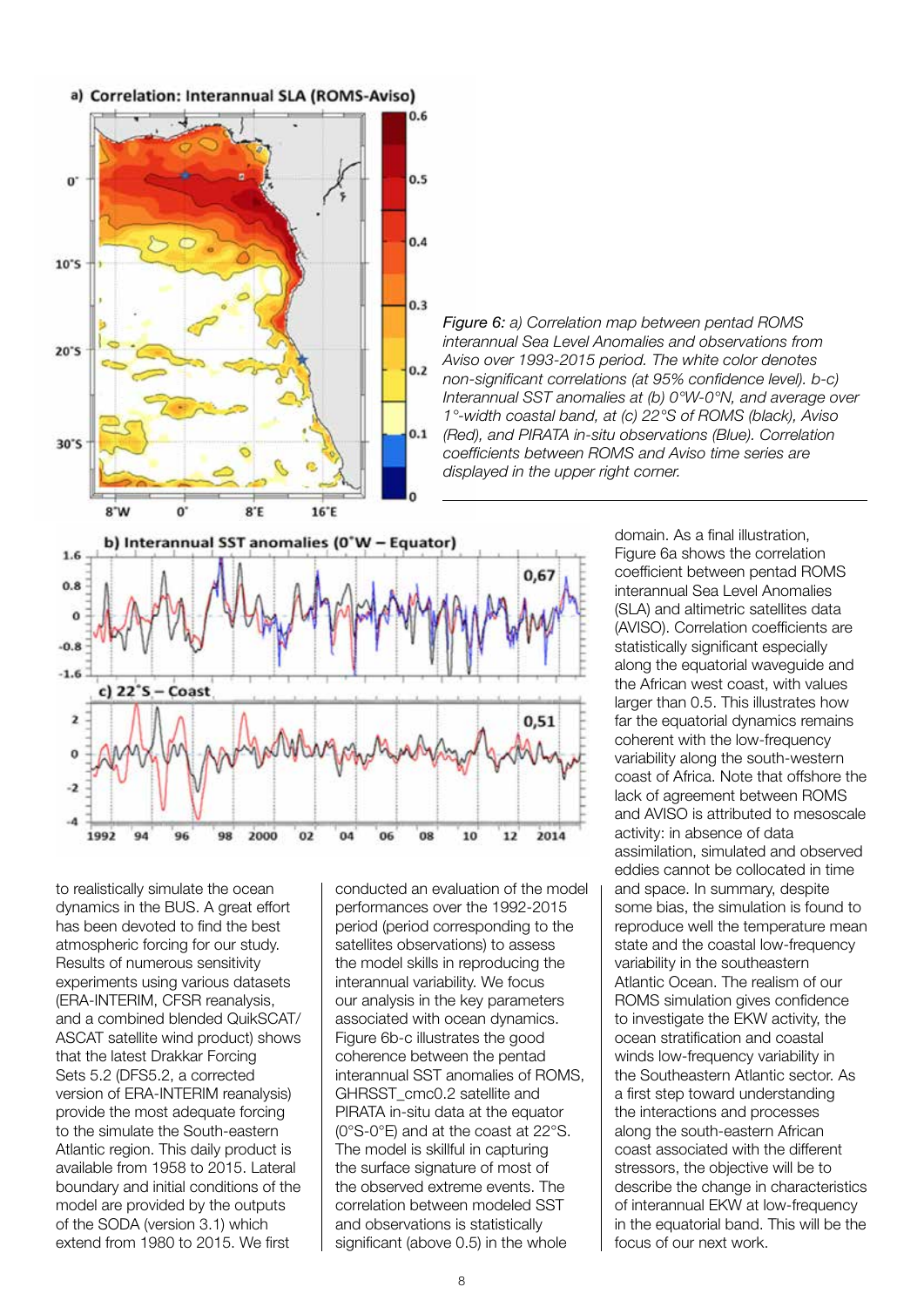*Figure 6: a) Correlation map between pentad ROMS interannual Sea Level Anomalies and observations from Aviso over 1993-2015 period. The white color denotes non-significant correlations (at 95% confidence level). b-c) Interannual SST anomalies at (b) 0°W-0°N, and average over 1°-width coastal band, at (c) 22°S of ROMS (black), Aviso (Red), and PIRATA in-situ observations (Blue). Correlation coefficients between ROMS and Aviso time series are displayed in the upper right corner.*

to realistically simulate the ocean dynamics in the BUS. A great effort has been devoted to find the best atmospheric forcing for our study. Results of numerous sensitivity experiments using various datasets (ERA-INTERIM, CFSR reanalysis, and a combined blended QuikSCAT/ASCAT satellite wind product) shows that the latest Drakkar Forcing Sets 5.2 (DFS5.2, a corrected version of ERA-INTERIM reanalysis) provide the most adequate forcing to the simulate the South-eastern Atlantic region. This daily product is available from 1958 to 2015. Lateral boundary and initial conditions of the model are provided by the outputs of the SODA (version 3.1) which extend from 1980 to 2015. We first conducted an evaluation of the model performances over the 1992-2015 period (period corresponding to the satellites observations) to assess the model skills in reproducing the interannual variability. We focus our analysis in the key parameters associated with ocean dynamics. Figure 6b-c illustrates the good coherence between the pentad interannual SST anomalies of ROMS, GHRSST_cmc0.2 satellite and PIRATA in-situ data at the equator (0°S-0°E) and at the coast at 22°S. The model is skillful in capturing the surface signature of most of the observed extreme events. The correlation between modeled SST and observations is statistically significant (above 0.5) in the whole domain. As a final illustration, Figure 6a shows the correlation coefficient between pentad ROMS interannual Sea Level Anomalies (SLA) and altimetric satellites data (AVISO). Correlation coefficients are statistically significant especially along the equatorial waveguide and the African west coast, with values larger than 0.5. This illustrates how far the equatorial dynamics remains coherent with the low-frequency variability along the south-western coast of Africa. Note that offshore the lack of agreement between ROMS and AVISO is attributed to mesoscale activity: in absence of data assimilation, simulated and observed eddies cannot be collocated in time and space. In summary, despite some bias, the simulation is found to reproduce well the temperature mean state and the coastal low-frequency variability in the southeastern Atlantic Ocean. The realism of our ROMS simulation gives confidence to investigate the EKW activity, the ocean stratification and coastal winds low-frequency variability in the Southeastern Atlantic sector. As a first step toward understanding the interactions and processes along the south-eastern African coast associated with the different stressors, the objective will be to describe the change in characteristics of interannual EKW at low-frequency in the equatorial band. This will be the focus of our next work.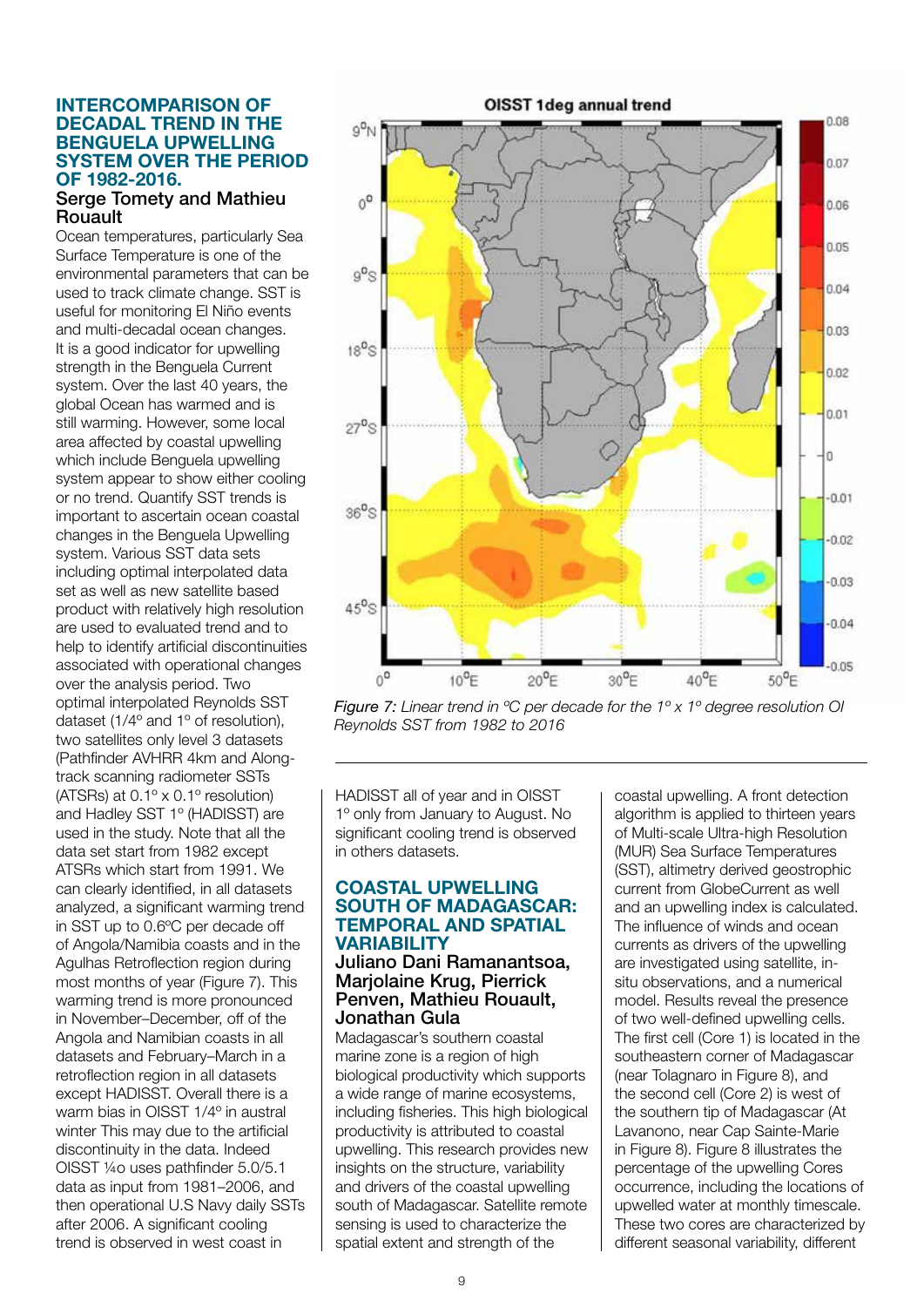## INTERCOMPARISON OF DECADAL TREND IN THE BENGUELA UPWELLING SYSTEM OVER THE PERIOD OF 1982-2016.

### Serge Tomety and Mathieu Rouault

Ocean temperatures, particularly Sea Surface Temperature is one of the environmental parameters that can be used to track climate change. SST is useful for monitoring El Niño events and multi-decadal ocean changes. It is a good indicator for upwelling strength in the Benguela Current system. Over the last 40 years, the global Ocean has warmed and is still warming. However, some local area affected by coastal upwelling which include Benguela upwelling system appear to show either cooling or no trend. Quantify SST trends is important to ascertain ocean coastal changes in the Benguela Upwelling system. Various SST data sets including optimal interpolated data set as well as new satellite based product with relatively high resolution are used to evaluated trend and to help to identify artificial discontinuities associated with operational changes over the analysis period. Two optimal interpolated Reynolds SST dataset (1/4° and 1° of resolution), two satellites only level 3 datasets (Pathfinder AVHRR 4km and Along-track scanning radiometer SSTs (ATSRs) at 0.1° x 0.1° resolution) and Hadley SST 1° (HADISST) are used in the study. Note that all the data set start from 1982 except ATSRs which start from 1991. We can clearly identified, in all datasets analyzed, a significant warming trend in SST up to 0.6ºC per decade off of Angola/Namibia coasts and in the Agulhas Retroflection region during most months of year (Figure 7). This warming trend is more pronounced in November–December, off of the Angola and Namibian coasts in all datasets and February–March in a retroflection region in all datasets except HADISST. Overall there is a warm bias in OISST 1/4° in austral winter This may due to the artificial discontinuity in the data. Indeed OISST ¼o uses pathfinder 5.0/5.1 data as input from 1981–2006, and then operational U.S Navy daily SSTs after 2006. A significant cooling trend is observed in west coast in HADISST all of year and in OISST 1° only from January to August. No significant coastal cooling trend is observed in others datasets.

*Figure 7: Linear trend in ºC per decade for the 1º x 1º degree resolution OI Reynolds SST from 1982 to 2016*

## COASTAL UPWELLING SOUTH OF MADAGASCAR: TEMPORAL AND SPATIAL VARIABILITY

### Juliano Dani Ramanantsoa, Marjolaine Krug, Pierrick Penven, Mathieu Rouault, Jonathan Gula

Madagascar's southern coastal marine zone is a region of high biological productivity which supports a wide range of marine ecosystems, including fisheries. This high biological productivity is attributed to coastal upwelling. This research provides new insights on the structure, variability and drivers of the coastal upwelling south of Madagascar. Satellite remote sensing is used to characterize the spatial extent and strength of the coastal upwelling. A front detection algorithm is applied to thirteen years of Multi-scale Ultra-high Resolution (MUR) Sea Surface Temperatures (SST), altimetry derived geostrophic current from GlobeCurrent as well and an upwelling index is calculated. The influence of winds and ocean currents as drivers of the upwelling are investigated using satellite, in-situ observations, and a numerical model. Results reveal the presence of two well-defined upwelling cells. The first cell (Core 1) is located in the southeastern corner of Madagascar (near Tolagnaro in Figure 8), and the second cell (Core 2) is west of the southern tip of Madagascar (At Lavanono, near Cap Sainte-Marie in Figure 8). Figure 8 illustrates the percentage of the upwelling Cores occurrence, including the locations of upwelled water at monthly timescale. These two cores are characterized by different seasonal variability, different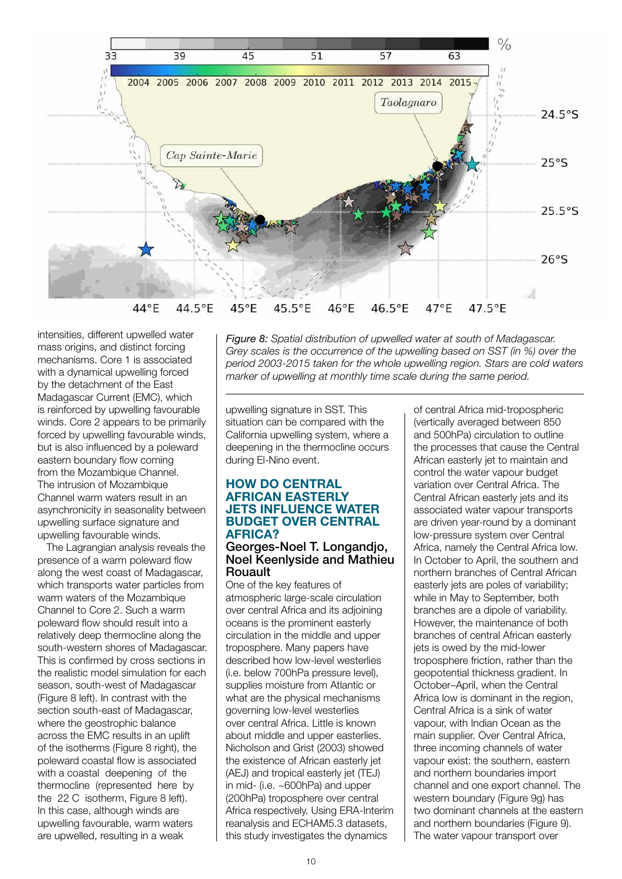intensities, different upwelled water mass origins, and distinct forcing mechanisms. Core 1 is associated with a dynamical upwelling forced by the detachment of the East Madagascar Current (EMC), which is reinforced by upwelling favourable winds. Core 2 appears to be primarily forced by upwelling favourable winds, but is also influenced by a poleward eastern boundary flow coming from the Mozambique Channel. The intrusion of Mozambique Channel warm waters result in an asynchronicity in seasonality between upwelling surface signature and upwelling favourable winds.

The Lagrangian analysis reveals the presence of a warm poleward flow along the west coast of Madagascar, which transports water particles from warm waters of the Mozambique Channel to Core 2. Such a warm poleward flow should result into a relatively deep thermocline along the south-western shores of Madagascar. This is confirmed by cross sections in the realistic model simulation for each season, south-west of Madagascar (Figure 8 left). In contrast with the section south-east of Madagascar, where the geostrophic balance across the EMC results in an uplift of the isotherms (Figure 8 right), the poleward coastal flow is associated with a coastal deepening of the thermocline (represented here by the 22 C isotherm, Figure 8 left). In this case, although winds are upwelling favourable, warm waters are upwelled, resulting in a weak upwelling signature in SST. This situation can be compared with the California upwelling system, where a deepening in the thermocline occurs during El-Nino event.

*Figure 8: Spatial distribution of upwelled water at south of Madagascar. Grey scales is the occurrence of the upwelling based on SST (in %) over the period 2003-2015 taken for the whole upwelling region. Stars are cold waters marker of upwelling at monthly time scale during the same period.*

## HOW DO CENTRAL AFRICAN EASTERLY JETS INFLUENCE WATER BUDGET OVER CENTRAL AFRICA?

### Georges-Noel T. Longandjo, Noel Keenlyside and Mathieu Rouault

One of the key features of atmospheric large-scale circulation over central Africa and its adjoining oceans is the prominent easterly circulation in the middle and upper troposphere. Many papers have described how low-level westerlies (i.e. below 700hPa pressure level), supplies moisture from Atlantic or what are the physical mechanisms governing low-level westerlies over central Africa. Little is known about middle and upper easterlies. Nicholson and Grist (2003) showed the existence of African easterly jet (AEJ) and tropical easterly jet (TEJ) in mid- (i.e. ~600hPa) and upper (200hPa) troposphere over central Africa respectively. Using ERA-Interim reanalysis and ECHAM5.3 datasets, this study investigates the dynamics of central Africa mid-tropospheric (vertically averaged between 850 and 500hPa) circulation to outline the processes that cause the Central African easterly jet to maintain and control the water vapour budget variation over Central Africa. The Central African easterly jets and its associated water vapour transports are driven year-round by a dominant low-pressure system over Central Africa, namely the Central Africa low. In October to April, the southern and northern branches of Central African easterly jets are poles of variability; while in May to September, both branches are a dipole of variability. However, the maintenance of both branches of central African easterly jets is owed by the mid-lower troposphere friction, rather than the geopotential thickness gradient. In October–April, when the Central Africa low is dominant in the region, Central Africa is a sink of water vapour, with Indian Ocean as the main supplier. Over Central Africa, three incoming channels of water vapour exist: the southern, eastern and northern boundaries import channel and one export channel. The western boundary (Figure 9g) has two dominant channels at the eastern and northern boundaries (Figure 9). The water vapour transport over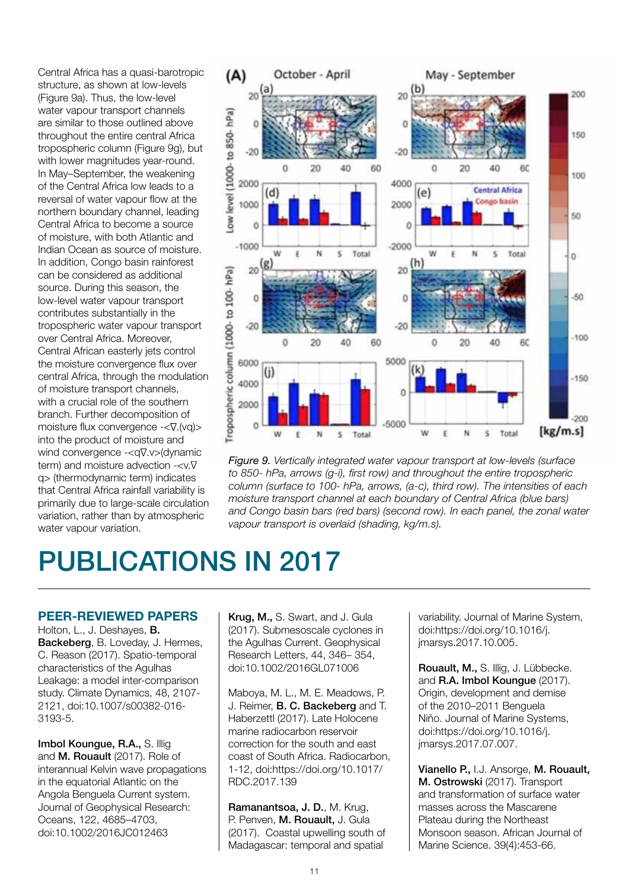Central Africa has a quasi-barotropic structure, as shown at low-levels (Figure 9a). Thus, the low-level water vapour transport channels are similar to those outlined above throughout the entire central Africa tropospheric column (Figure 9g), but with lower magnitudes year-round. In May–September, the weakening of the Central Africa low leads to a reversal of water vapour flow at the northern boundary channel, leading Central Africa to become a source of moisture, with both Atlantic and Indian Ocean as source of moisture. In addition, Congo basin rainforest can be considered as additional source. During this season, the low-level water vapour transport contributes substantially in the tropospheric water vapour transport over Central Africa. Moreover, Central African easterly jets control the moisture convergence flux over central Africa, through the modulation of moisture transport channels, with a crucial role of the southern branch. Further decomposition of moisture flux convergence $-\langle\nabla.(vq)\rangle$ into the product of moisture and wind convergence $-\langle q\nabla.v\rangle$(dynamic term) and moisture advection $-\langle v.\nabla q\rangle$ (thermodynamic term) indicates that Central Africa rainfall variability is primarily due to large-scale circulation variation, rather than by atmospheric water vapour variation.

*Figure 9. Vertically integrated water vapour transport at low-levels (surface to 850- hPa, arrows (g-i), first row) and throughout the entire tropospheric column (surface to 100- hPa, arrows, (a-c), third row). The intensities of each moisture transport channel at each boundary of Central Africa (blue bars) and Congo basin bars (red bars) (second row). In each panel, the zonal water vapour transport is overlaid (shading, kg/m.s).*

# PUBLICATIONS IN 2017

## PEER-REVIEWED PAPERS

Holton, L., J. Deshayes, **B. Backeberg**, B. Loveday, J. Hermes, C. Reason (2017). Spatio-temporal characteristics of the Agulhas Leakage: a model inter-comparison study. Climate Dynamics, 48, 2107-2121, doi:10.1007/s00382-016-3193-5.

**Imbol Koungue, R.A.,** S. Illig and **M. Rouault** (2017). Role of interannual Kelvin wave propagations in the equatorial Atlantic on the Angola Benguela Current system. Journal of Geophysical Research: Oceans, 122, 4685–4703, doi:10.1002/2016JC012463

**Krug, M.,** S. Swart, and J. Gula (2017). Submesoscale cyclones in the Agulhas Current. Geophysical Research Letters, 44, 346– 354, doi:10.1002/2016GL071006

Maboya, M. L., M. E. Meadows, P. J. Reimer, **B. C. Backeberg** and T. Haberzettl (2017). Late Holocene marine radiocarbon reservoir correction for the south and east coast of South Africa. Radiocarbon, 1-12, doi:https://doi.org/10.1017/RDC.2017.139

**Ramanantsoa, J. D.,** M. Krug, P. Penven, **M. Rouault,** J. Gula (2017). Coastal upwelling south of Madagascar: temporal and spatial variability. Journal of Marine System, doi:https://doi.org/10.1016/j.jmarsys.2017.10.005.

**Rouault, M.,** S. Illig, J. Lübbecke. and **R.A. Imbol Koungue** (2017). Origin, development and demise of the 2010–2011 Benguela Niño. Journal of Marine Systems, doi:https://doi.org/10.1016/j.jmarsys.2017.07.007.

**Vianello P.,** I.J. Ansorge, **M. Rouault, M. Ostrowski** (2017). Transport and transformation of surface water masses across the Mascarene Plateau during the Northeast Monsoon season. African Journal of Marine Science. 39(4):453-66.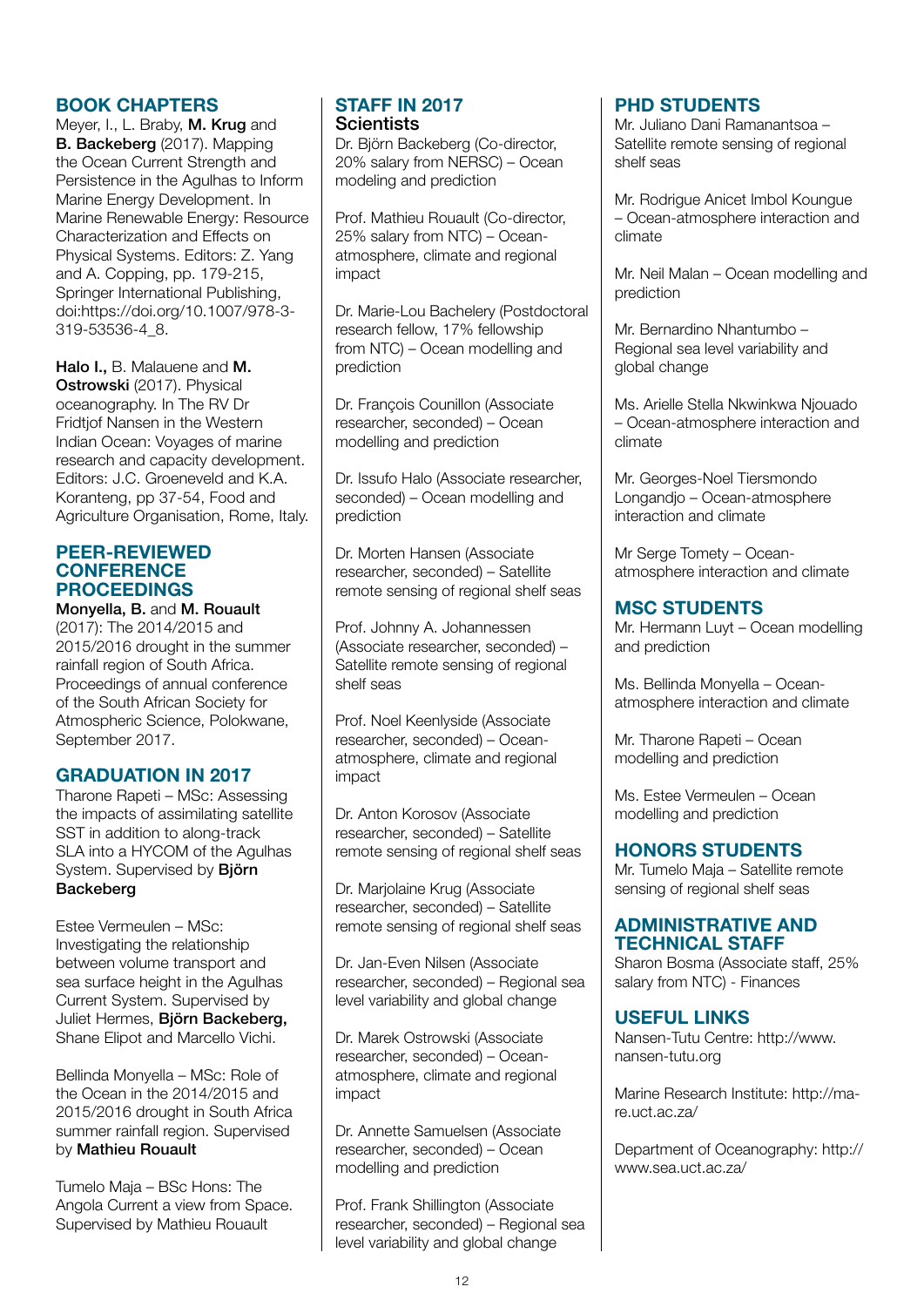## BOOK CHAPTERS

Meyer, I., L. Braby, **M. Krug** and **B. Backeberg** (2017). Mapping the Ocean Current Strength and Persistence in the Agulhas to Inform Marine Energy Development. In Marine Renewable Energy: Resource Characterization and Effects on Physical Systems. Editors: Z. Yang and A. Copping, pp. 179-215, Springer International Publishing, doi:https://doi.org/10.1007/978-3-319-53536-4_8.

**Halo I.,** B. Malauene and **M. Ostrowski** (2017). Physical oceanography. In The RV Dr Fridtjof Nansen in the Western Indian Ocean: Voyages of marine research and capacity development. Editors: J.C. Groeneveld and K.A. Koranteng, pp 37-54, Food and Agriculture Organisation, Rome, Italy.

## PEER-REVIEWED CONFERENCE PROCEEDINGS

**Monyella, B.** and **M. Rouault** (2017): The 2014/2015 and 2015/2016 drought in the summer rainfall region of South Africa. Proceedings of annual conference of the South African Society for Atmospheric Science, Polokwane, September 2017.

## GRADUATION IN 2017

Tharone Rapeti – MSc: Assessing the impacts of assimilating satellite SST in addition to along-track SLA into a HYCOM of the Agulhas System. Supervised by **Björn Backeberg**

Estee Vermeulen – MSc: Investigating the relationship between volume transport and sea surface height in the Agulhas Current System. Supervised by Juliet Hermes, **Björn Backeberg,** Shane Elipot and Marcello Vichi.

Bellinda Monyella – MSc: Role of the Ocean in the 2014/2015 and 2015/2016 drought in South Africa summer rainfall region. Supervised by **Mathieu Rouault**

Tumelo Maja – BSc Hons: The Angola Current a view from Space. Supervised by Mathieu Rouault

## STAFF IN 2017

### Scientists

Dr. Björn Backeberg (Co-director, 20% salary from NERSC) – Ocean modeling and prediction

Prof. Mathieu Rouault (Co-director, 25% salary from NTC) – Ocean-atmosphere, climate and regional impact

Dr. Marie-Lou Bachelery (Postdoctoral research fellow, 17% fellowship from NTC) – Ocean modelling and prediction

Dr. François Counillon (Associate researcher, seconded) – Ocean modelling and prediction

Dr. Issufo Halo (Associate researcher, seconded) – Ocean modelling and prediction

Dr. Morten Hansen (Associate researcher, seconded) – Satellite remote sensing of regional shelf seas

Prof. Johnny A. Johannessen (Associate researcher, seconded) – Satellite remote sensing of regional shelf seas

Prof. Noel Keenlyside (Associate researcher, seconded) – Ocean-atmosphere, climate and regional impact

Dr. Anton Korosov (Associate researcher, seconded) – Satellite remote sensing of regional shelf seas

Dr. Marjolaine Krug (Associate researcher, seconded) – Satellite remote sensing of regional shelf seas

Dr. Jan-Even Nilsen (Associate researcher, seconded) – Regional sea level variability and global change

Dr. Marek Ostrowski (Associate researcher, seconded) – Ocean-atmosphere, climate and regional impact

Dr. Annette Samuelsen (Associate researcher, seconded) – Ocean modelling and prediction

Prof. Frank Shillington (Associate researcher, seconded) – Regional sea level variability and global change

## PHD STUDENTS

Mr. Juliano Dani Ramanantsoa – Satellite remote sensing of regional shelf seas

Mr. Rodrigue Anicet Imbol Koungue – Ocean-atmosphere interaction and climate

Mr. Neil Malan – Ocean modelling and prediction

Mr. Bernardino Nhantumbo – Regional sea level variability and global change

Ms. Arielle Stella Nkwinkwa Njouado – Ocean-atmosphere interaction and climate

Mr. Georges-Noel Tiersmondo Longandjo – Ocean-atmosphere interaction and climate

Mr Serge Tomety – Ocean-atmosphere interaction and climate

## MSC STUDENTS

Mr. Hermann Luyt – Ocean modelling and prediction

Ms. Bellinda Monyella – Ocean-atmosphere interaction and climate

Mr. Tharone Rapeti – Ocean modelling and prediction

Ms. Estee Vermeulen – Ocean modelling and prediction

## HONORS STUDENTS

Mr. Tumelo Maja – Satellite remote sensing of regional shelf seas

## ADMINISTRATIVE AND TECHNICAL STAFF

Sharon Bosma (Associate staff, 25% salary from NTC) - Finances

## USEFUL LINKS

Nansen-Tutu Centre: http://www.nansen-tutu.org

Marine Research Institute: http://ma-re.uct.ac.za/

Department of Oceanography: http://www.sea.uct.ac.za/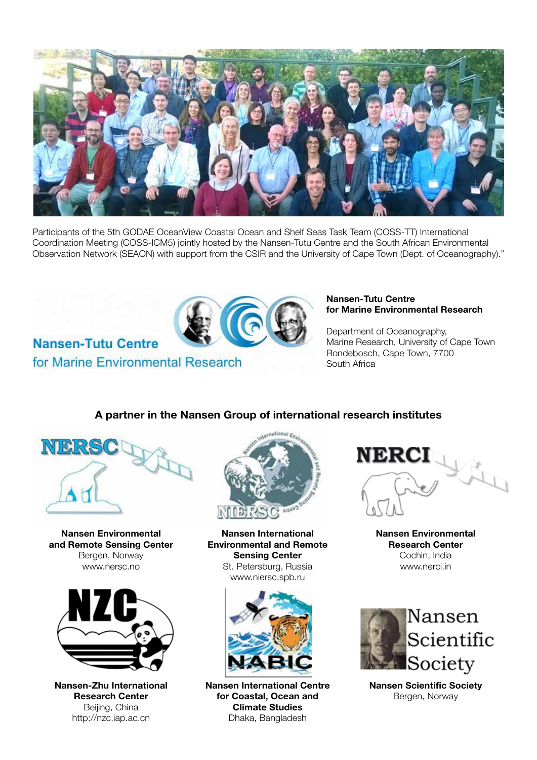Participants of the 5th GODAE OceanView Coastal Ocean and Shelf Seas Task Team (COSS-TT) International Coordination Meeting (COSS-ICM5) jointly hosted by the Nansen-Tutu Centre and the South African Environmental Observation Network (SEAON) with support from the CSIR and the University of Cape Town (Dept. of Oceanography)."

**Nansen-Tutu Centre**
**for Marine Environmental Research**

Department of Oceanography,
Marine Research, University of Cape Town
Rondebosch, Cape Town, 7700
South Africa

### A partner in the Nansen Group of international research institutes

**Nansen Environmental and Remote Sensing Center**
Bergen, Norway
www.nersc.no

**Nansen International Environmental and Remote Sensing Center**
St. Petersburg, Russia
www.niersc.spb.ru

**Nansen Environmental Research Center**
Cochin, India
www.nerci.in

**Nansen-Zhu International Research Center**
Beijing, China
http://nzc.iap.ac.cn

**Nansen International Centre for Coastal, Ocean and Climate Studies**
Dhaka, Bangladesh

**Nansen Scientific Society**
Bergen, Norway